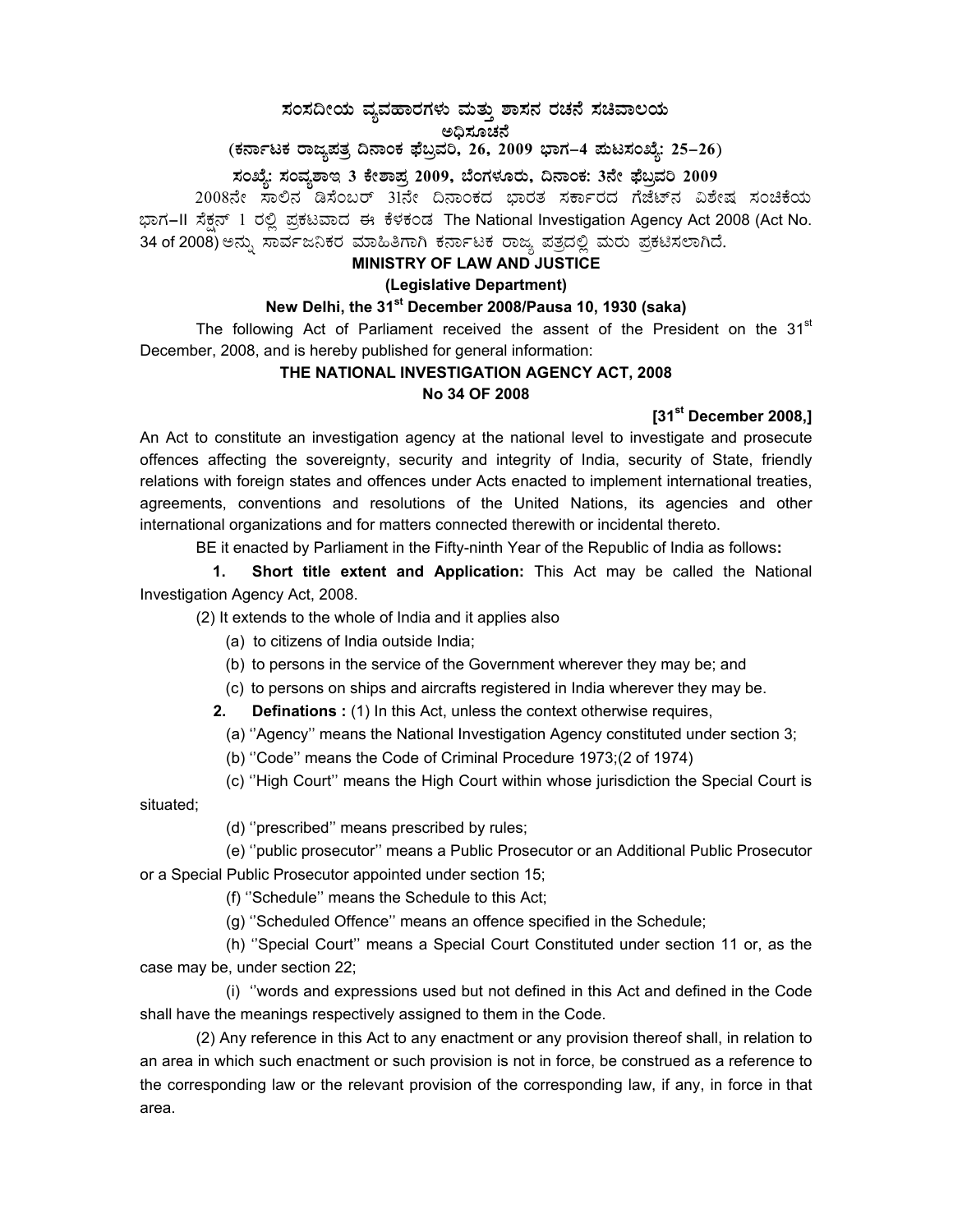# ಸಂಸದೀಯ ವ್ಯವಹಾರಗಳು ಮತ್ತು ಶಾಸನ ರಚನೆ ಸಚಿವಾಲಯ

## ಅಧಿಸೂಚನೆ

**(ಕರ್ನಾಟಕ ರಾಜ್ಯಪತ್ರ ದಿನಾಂಕ ಫೆಬ್ರವರಿ, 26, 2009 ಭಾಗ–4 ಪುಟಸಂಖ್ಯೆ: 25–26)**

**ಸಂಖ್ಯೆ: ಸಂವ್ಯಶಾಇ 3 ಕೇಶಾಪ್ರ 2009, ಬೆಂಗಳೂರು, ದಿನಾಂಕ: 3ನೇ ಫೆಬ್ರವರಿ 2009**

2008ನೇ ಸಾಲಿನ ಡಿಸೆಂಬರ್ 31ನೇ ದಿನಾಂಕದ ಭಾರತ ಸರ್ಕಾರದ ಗೆಜೆಟ್‌ನ ವಿಶೇಷ ಸಂಚಿಕೆಯ ಭಾಗ–II ಸೆಕ್ಷನ್ 1 ರಲ್ಲಿ ಪ್ರಕಟವಾದ ಈ ಕೆಳಕಂಡ The National Investigation Agency Act 2008 (Act No. 34 of 2008) ಅನ್ನು ಸಾರ್ವಜನಿಕರ ಮಾಹಿತಿಗಾಗಿ ಕರ್ನಾಟಕ ರಾಜ್ಯ ಪತ್ರದಲ್ಲಿ ಮರು ಪ್ರಕಟಿಸಲಾಗಿದೆ.

**MINISTRY OF LAW AND JUSTICE**

**(Legislative Department)**

**New Delhi, the 31st December 2008/Pausa 10, 1930 (saka)**

The following Act of Parliament received the assent of the President on the 31st December, 2008, and is hereby published for general information:

**THE NATIONAL INVESTIGATION AGENCY ACT, 2008**

**No 34 OF 2008**

**[31st December 2008,]**

An Act to constitute an investigation agency at the national level to investigate and prosecute offences affecting the sovereignty, security and integrity of India, security of State, friendly relations with foreign states and offences under Acts enacted to implement international treaties, agreements, conventions and resolutions of the United Nations, its agencies and other international organizations and for matters connected therewith or incidental thereto.

BE it enacted by Parliament in the Fifty-ninth Year of the Republic of India as follows**:**

**1. Short title extent and Application:** This Act may be called the National Investigation Agency Act, 2008.

(2) It extends to the whole of India and it applies also

(a) to citizens of India outside India;

(b) to persons in the service of the Government wherever they may be; and

(c) to persons on ships and aircrafts registered in India wherever they may be.

**2. Definations :** (1) In this Act, unless the context otherwise requires,

(a) ''Agency'' means the National Investigation Agency constituted under section 3;

(b) ''Code'' means the Code of Criminal Procedure 1973;(2 of 1974)

(c) ''High Court'' means the High Court within whose jurisdiction the Special Court is situated;

(d) ''prescribed'' means prescribed by rules;

(e) ''public prosecutor'' means a Public Prosecutor or an Additional Public Prosecutor or a Special Public Prosecutor appointed under section 15;

(f) ''Schedule'' means the Schedule to this Act;

(g) ''Scheduled Offence'' means an offence specified in the Schedule;

(h) ''Special Court'' means a Special Court Constituted under section 11 or, as the case may be, under section 22;

(i) ''words and expressions used but not defined in this Act and defined in the Code shall have the meanings respectively assigned to them in the Code.

(2) Any reference in this Act to any enactment or any provision thereof shall, in relation to an area in which such enactment or such provision is not in force, be construed as a reference to the corresponding law or the relevant provision of the corresponding law, if any, in force in that area.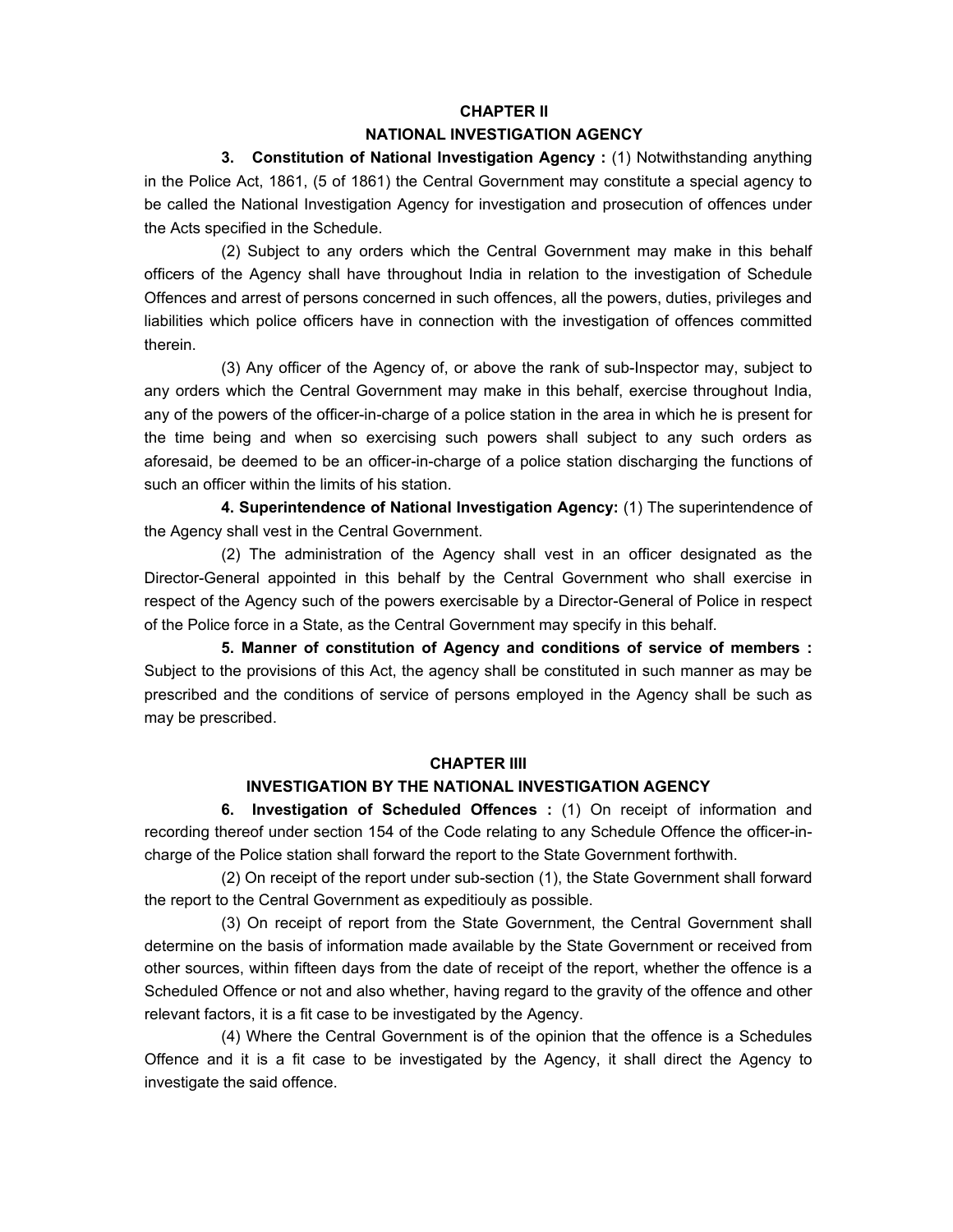## CHAPTER II
## NATIONAL INVESTIGATION AGENCY

**3. Constitution of National Investigation Agency :** (1) Notwithstanding anything in the Police Act, 1861, (5 of 1861) the Central Government may constitute a special agency to be called the National Investigation Agency for investigation and prosecution of offences under the Acts specified in the Schedule.

(2) Subject to any orders which the Central Government may make in this behalf officers of the Agency shall have throughout India in relation to the investigation of Schedule Offences and arrest of persons concerned in such offences, all the powers, duties, privileges and liabilities which police officers have in connection with the investigation of offences committed therein.

(3) Any officer of the Agency of, or above the rank of sub-Inspector may, subject to any orders which the Central Government may make in this behalf, exercise throughout India, any of the powers of the officer-in-charge of a police station in the area in which he is present for the time being and when so exercising such powers shall subject to any such orders as aforesaid, be deemed to be an officer-in-charge of a police station discharging the functions of such an officer within the limits of his station.

**4. Superintendence of National Investigation Agency:** (1) The superintendence of the Agency shall vest in the Central Government.

(2) The administration of the Agency shall vest in an officer designated as the Director-General appointed in this behalf by the Central Government who shall exercise in respect of the Agency such of the powers exercisable by a Director-General of Police in respect of the Police force in a State, as the Central Government may specify in this behalf.

**5. Manner of constitution of Agency and conditions of service of members :** Subject to the provisions of this Act, the agency shall be constituted in such manner as may be prescribed and the conditions of service of persons employed in the Agency shall be such as may be prescribed.

## CHAPTER IIII
## INVESTIGATION BY THE NATIONAL INVESTIGATION AGENCY

**6. Investigation of Scheduled Offences :** (1) On receipt of information and recording thereof under section 154 of the Code relating to any Schedule Offence the officer-in-charge of the Police station shall forward the report to the State Government forthwith.

(2) On receipt of the report under sub-section (1), the State Government shall forward the report to the Central Government as expeditiouly as possible.

(3) On receipt of report from the State Government, the Central Government shall determine on the basis of information made available by the State Government or received from other sources, within fifteen days from the date of receipt of the report, whether the offence is a Scheduled Offence or not and also whether, having regard to the gravity of the offence and other relevant factors, it is a fit case to be investigated by the Agency.

(4) Where the Central Government is of the opinion that the offence is a Schedules Offence and it is a fit case to be investigated by the Agency, it shall direct the Agency to investigate the said offence.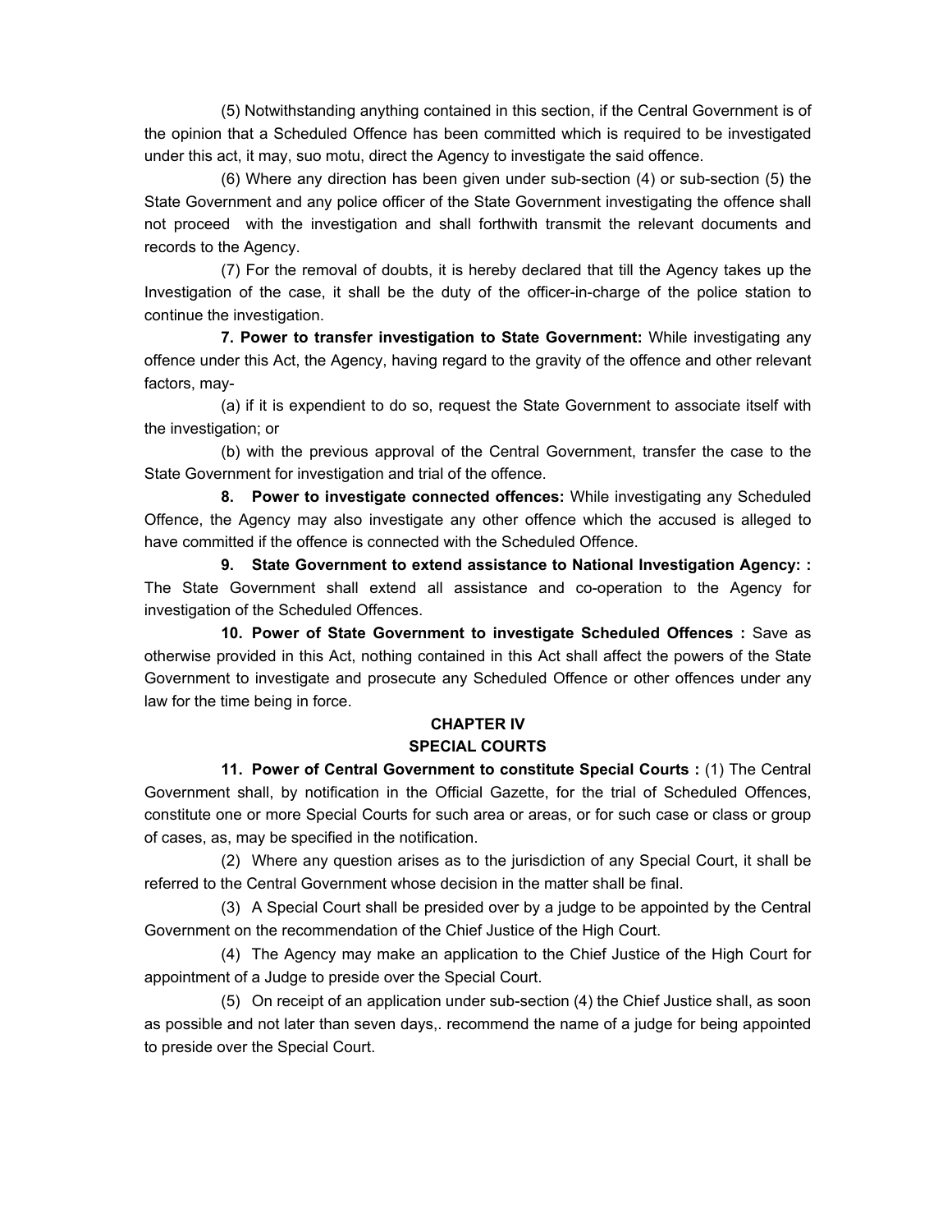(5) Notwithstanding anything contained in this section, if the Central Government is of the opinion that a Scheduled Offence has been committed which is required to be investigated under this act, it may, suo motu, direct the Agency to investigate the said offence.

(6) Where any direction has been given under sub-section (4) or sub-section (5) the State Government and any police officer of the State Government investigating the offence shall not proceed with the investigation and shall forthwith transmit the relevant documents and records to the Agency.

(7) For the removal of doubts, it is hereby declared that till the Agency takes up the Investigation of the case, it shall be the duty of the officer-in-charge of the police station to continue the investigation.

**7. Power to transfer investigation to State Government:** While investigating any offence under this Act, the Agency, having regard to the gravity of the offence and other relevant factors, may-

(a) if it is expendient to do so, request the State Government to associate itself with the investigation; or

(b) with the previous approval of the Central Government, transfer the case to the State Government for investigation and trial of the offence.

**8. Power to investigate connected offences:** While investigating any Scheduled Offence, the Agency may also investigate any other offence which the accused is alleged to have committed if the offence is connected with the Scheduled Offence.

**9. State Government to extend assistance to National Investigation Agency: :** The State Government shall extend all assistance and co-operation to the Agency for investigation of the Scheduled Offences.

**10. Power of State Government to investigate Scheduled Offences :** Save as otherwise provided in this Act, nothing contained in this Act shall affect the powers of the State Government to investigate and prosecute any Scheduled Offence or other offences under any law for the time being in force.

## CHAPTER IV
## SPECIAL COURTS

**11. Power of Central Government to constitute Special Courts :** (1) The Central Government shall, by notification in the Official Gazette, for the trial of Scheduled Offences, constitute one or more Special Courts for such area or areas, or for such case or class or group of cases, as, may be specified in the notification.

(2) Where any question arises as to the jurisdiction of any Special Court, it shall be referred to the Central Government whose decision in the matter shall be final.

(3) A Special Court shall be presided over by a judge to be appointed by the Central Government on the recommendation of the Chief Justice of the High Court.

(4) The Agency may make an application to the Chief Justice of the High Court for appointment of a Judge to preside over the Special Court.

(5) On receipt of an application under sub-section (4) the Chief Justice shall, as soon as possible and not later than seven days,. recommend the name of a judge for being appointed to preside over the Special Court.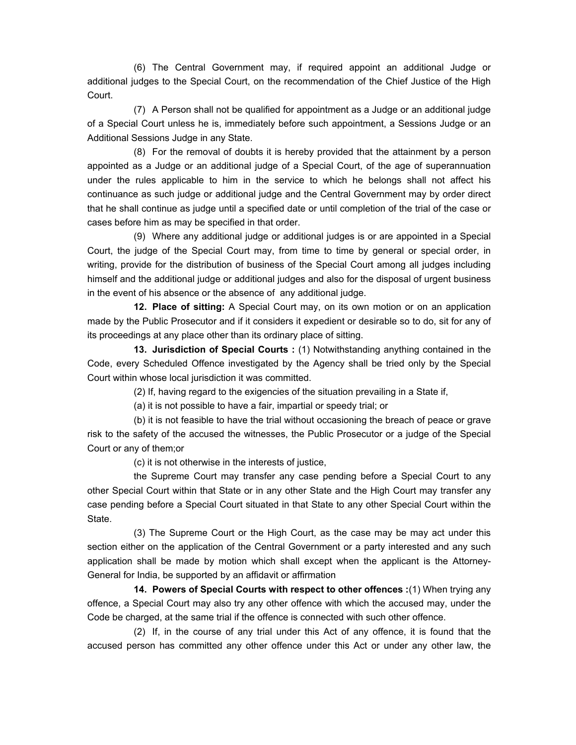(6) The Central Government may, if required appoint an additional Judge or additional judges to the Special Court, on the recommendation of the Chief Justice of the High Court.

(7) A Person shall not be qualified for appointment as a Judge or an additional judge of a Special Court unless he is, immediately before such appointment, a Sessions Judge or an Additional Sessions Judge in any State.

(8) For the removal of doubts it is hereby provided that the attainment by a person appointed as a Judge or an additional judge of a Special Court, of the age of superannuation under the rules applicable to him in the service to which he belongs shall not affect his continuance as such judge or additional judge and the Central Government may by order direct that he shall continue as judge until a specified date or until completion of the trial of the case or cases before him as may be specified in that order.

(9) Where any additional judge or additional judges is or are appointed in a Special Court, the judge of the Special Court may, from time to time by general or special order, in writing, provide for the distribution of business of the Special Court among all judges including himself and the additional judge or additional judges and also for the disposal of urgent business in the event of his absence or the absence of any additional judge.

**12. Place of sitting:** A Special Court may, on its own motion or on an application made by the Public Prosecutor and if it considers it expedient or desirable so to do, sit for any of its proceedings at any place other than its ordinary place of sitting.

**13. Jurisdiction of Special Courts :** (1) Notwithstanding anything contained in the Code, every Scheduled Offence investigated by the Agency shall be tried only by the Special Court within whose local jurisdiction it was committed.

(2) If, having regard to the exigencies of the situation prevailing in a State if,

(a) it is not possible to have a fair, impartial or speedy trial; or

(b) it is not feasible to have the trial without occasioning the breach of peace or grave risk to the safety of the accused the witnesses, the Public Prosecutor or a judge of the Special Court or any of them;or

(c) it is not otherwise in the interests of justice,

the Supreme Court may transfer any case pending before a Special Court to any other Special Court within that State or in any other State and the High Court may transfer any case pending before a Special Court situated in that State to any other Special Court within the State.

(3) The Supreme Court or the High Court, as the case may be may act under this section either on the application of the Central Government or a party interested and any such application shall be made by motion which shall except when the applicant is the Attorney-General for India, be supported by an affidavit or affirmation

**14. Powers of Special Courts with respect to other offences :**(1) When trying any offence, a Special Court may also try any other offence with which the accused may, under the Code be charged, at the same trial if the offence is connected with such other offence.

(2) If, in the course of any trial under this Act of any offence, it is found that the accused person has committed any other offence under this Act or under any other law, the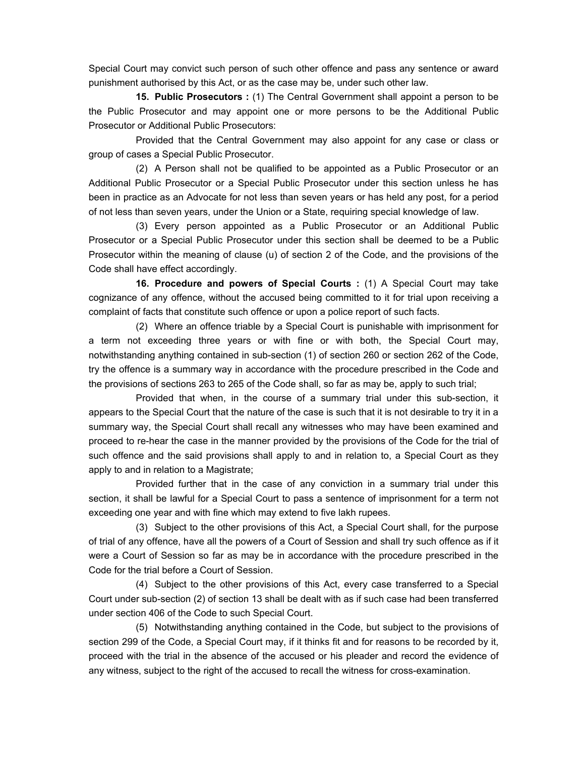Special Court may convict such person of such other offence and pass any sentence or award punishment authorised by this Act, or as the case may be, under such other law.

**15. Public Prosecutors :** (1) The Central Government shall appoint a person to be the Public Prosecutor and may appoint one or more persons to be the Additional Public Prosecutor or Additional Public Prosecutors:

Provided that the Central Government may also appoint for any case or class or group of cases a Special Public Prosecutor.

(2) A Person shall not be qualified to be appointed as a Public Prosecutor or an Additional Public Prosecutor or a Special Public Prosecutor under this section unless he has been in practice as an Advocate for not less than seven years or has held any post, for a period of not less than seven years, under the Union or a State, requiring special knowledge of law.

(3) Every person appointed as a Public Prosecutor or an Additional Public Prosecutor or a Special Public Prosecutor under this section shall be deemed to be a Public Prosecutor within the meaning of clause (u) of section 2 of the Code, and the provisions of the Code shall have effect accordingly.

**16. Procedure and powers of Special Courts :** (1) A Special Court may take cognizance of any offence, without the accused being committed to it for trial upon receiving a complaint of facts that constitute such offence or upon a police report of such facts.

(2) Where an offence triable by a Special Court is punishable with imprisonment for a term not exceeding three years or with fine or with both, the Special Court may, notwithstanding anything contained in sub-section (1) of section 260 or section 262 of the Code, try the offence is a summary way in accordance with the procedure prescribed in the Code and the provisions of sections 263 to 265 of the Code shall, so far as may be, apply to such trial;

Provided that when, in the course of a summary trial under this sub-section, it appears to the Special Court that the nature of the case is such that it is not desirable to try it in a summary way, the Special Court shall recall any witnesses who may have been examined and proceed to re-hear the case in the manner provided by the provisions of the Code for the trial of such offence and the said provisions shall apply to and in relation to, a Special Court as they apply to and in relation to a Magistrate;

Provided further that in the case of any conviction in a summary trial under this section, it shall be lawful for a Special Court to pass a sentence of imprisonment for a term not exceeding one year and with fine which may extend to five lakh rupees.

(3) Subject to the other provisions of this Act, a Special Court shall, for the purpose of trial of any offence, have all the powers of a Court of Session and shall try such offence as if it were a Court of Session so far as may be in accordance with the procedure prescribed in the Code for the trial before a Court of Session.

(4) Subject to the other provisions of this Act, every case transferred to a Special Court under sub-section (2) of section 13 shall be dealt with as if such case had been transferred under section 406 of the Code to such Special Court.

(5) Notwithstanding anything contained in the Code, but subject to the provisions of section 299 of the Code, a Special Court may, if it thinks fit and for reasons to be recorded by it, proceed with the trial in the absence of the accused or his pleader and record the evidence of any witness, subject to the right of the accused to recall the witness for cross-examination.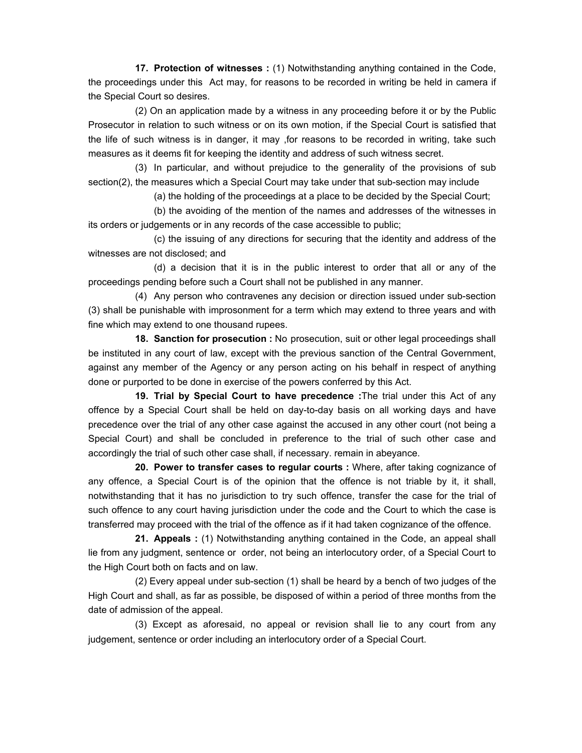**17. Protection of witnesses :** (1) Notwithstanding anything contained in the Code, the proceedings under this Act may, for reasons to be recorded in writing be held in camera if the Special Court so desires.

(2) On an application made by a witness in any proceeding before it or by the Public Prosecutor in relation to such witness or on its own motion, if the Special Court is satisfied that the life of such witness is in danger, it may ,for reasons to be recorded in writing, take such measures as it deems fit for keeping the identity and address of such witness secret.

(3) In particular, and without prejudice to the generality of the provisions of sub section(2), the measures which a Special Court may take under that sub-section may include

(a) the holding of the proceedings at a place to be decided by the Special Court;

(b) the avoiding of the mention of the names and addresses of the witnesses in its orders or judgements or in any records of the case accessible to public;

(c) the issuing of any directions for securing that the identity and address of the witnesses are not disclosed; and

(d) a decision that it is in the public interest to order that all or any of the proceedings pending before such a Court shall not be published in any manner.

(4) Any person who contravenes any decision or direction issued under sub-section (3) shall be punishable with improsonment for a term which may extend to three years and with fine which may extend to one thousand rupees.

**18. Sanction for prosecution :** No prosecution, suit or other legal proceedings shall be instituted in any court of law, except with the previous sanction of the Central Government, against any member of the Agency or any person acting on his behalf in respect of anything done or purported to be done in exercise of the powers conferred by this Act.

**19. Trial by Special Court to have precedence :**The trial under this Act of any offence by a Special Court shall be held on day-to-day basis on all working days and have precedence over the trial of any other case against the accused in any other court (not being a Special Court) and shall be concluded in preference to the trial of such other case and accordingly the trial of such other case shall, if necessary. remain in abeyance.

**20. Power to transfer cases to regular courts :** Where, after taking cognizance of any offence, a Special Court is of the opinion that the offence is not triable by it, it shall, notwithstanding that it has no jurisdiction to try such offence, transfer the case for the trial of such offence to any court having jurisdiction under the code and the Court to which the case is transferred may proceed with the trial of the offence as if it had taken cognizance of the offence.

**21. Appeals :** (1) Notwithstanding anything contained in the Code, an appeal shall lie from any judgment, sentence or order, not being an interlocutory order, of a Special Court to the High Court both on facts and on law.

(2) Every appeal under sub-section (1) shall be heard by a bench of two judges of the High Court and shall, as far as possible, be disposed of within a period of three months from the date of admission of the appeal.

(3) Except as aforesaid, no appeal or revision shall lie to any court from any judgement, sentence or order including an interlocutory order of a Special Court.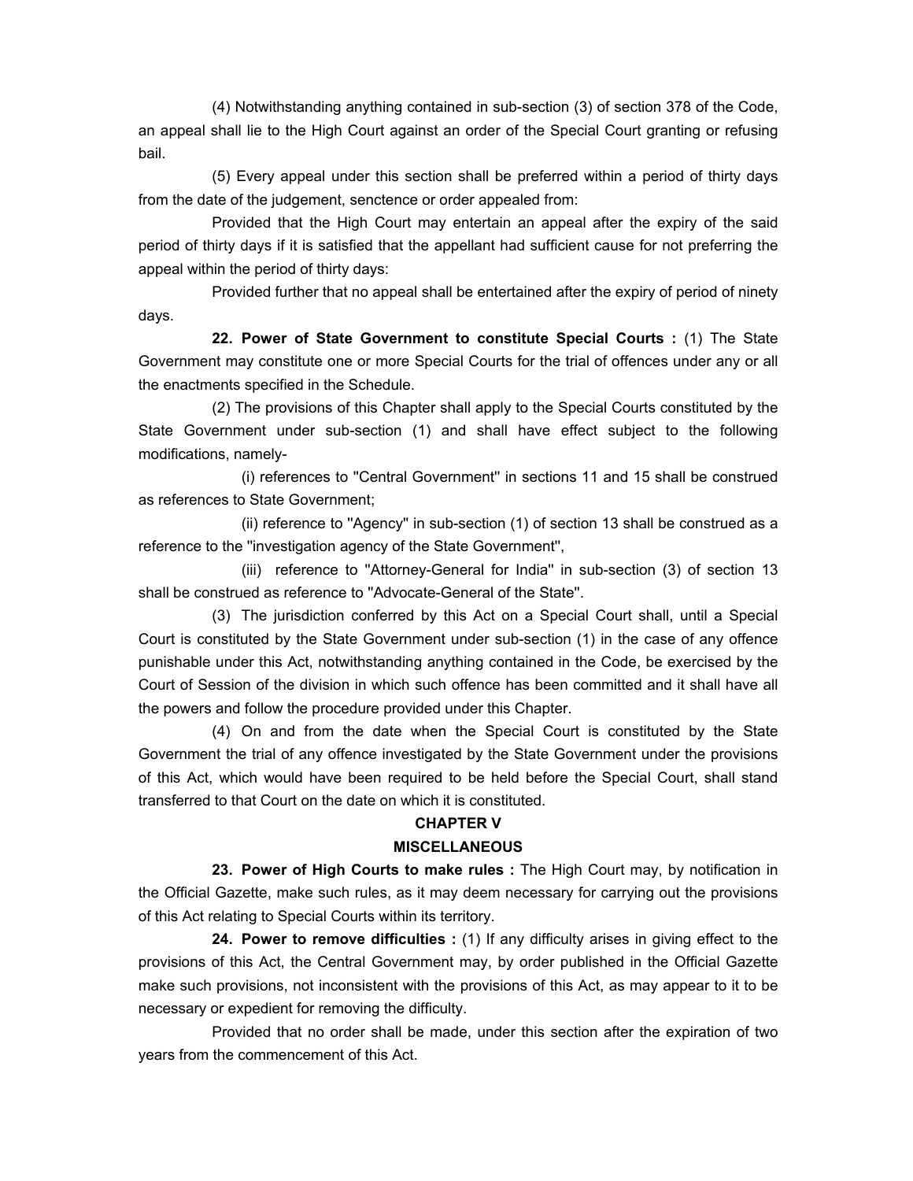(4) Notwithstanding anything contained in sub-section (3) of section 378 of the Code, an appeal shall lie to the High Court against an order of the Special Court granting or refusing bail.

(5) Every appeal under this section shall be preferred within a period of thirty days from the date of the judgement, senctence or order appealed from:

Provided that the High Court may entertain an appeal after the expiry of the said period of thirty days if it is satisfied that the appellant had sufficient cause for not preferring the appeal within the period of thirty days:

Provided further that no appeal shall be entertained after the expiry of period of ninety days.

**22. Power of State Government to constitute Special Courts :** (1) The State Government may constitute one or more Special Courts for the trial of offences under any or all the enactments specified in the Schedule.

(2) The provisions of this Chapter shall apply to the Special Courts constituted by the State Government under sub-section (1) and shall have effect subject to the following modifications, namely-

(i) references to "Central Government" in sections 11 and 15 shall be construed as references to State Government;

(ii) reference to "Agency" in sub-section (1) of section 13 shall be construed as a reference to the "investigation agency of the State Government",

(iii) reference to "Attorney-General for India" in sub-section (3) of section 13 shall be construed as reference to "Advocate-General of the State".

(3) The jurisdiction conferred by this Act on a Special Court shall, until a Special Court is constituted by the State Government under sub-section (1) in the case of any offence punishable under this Act, notwithstanding anything contained in the Code, be exercised by the Court of Session of the division in which such offence has been committed and it shall have all the powers and follow the procedure provided under this Chapter.

(4) On and from the date when the Special Court is constituted by the State Government the trial of any offence investigated by the State Government under the provisions of this Act, which would have been required to be held before the Special Court, shall stand transferred to that Court on the date on which it is constituted.

## CHAPTER V

## MISCELLANEOUS

**23. Power of High Courts to make rules :** The High Court may, by notification in the Official Gazette, make such rules, as it may deem necessary for carrying out the provisions of this Act relating to Special Courts within its territory.

**24. Power to remove difficulties :** (1) If any difficulty arises in giving effect to the provisions of this Act, the Central Government may, by order published in the Official Gazette make such provisions, not inconsistent with the provisions of this Act, as may appear to it to be necessary or expedient for removing the difficulty.

Provided that no order shall be made, under this section after the expiration of two years from the commencement of this Act.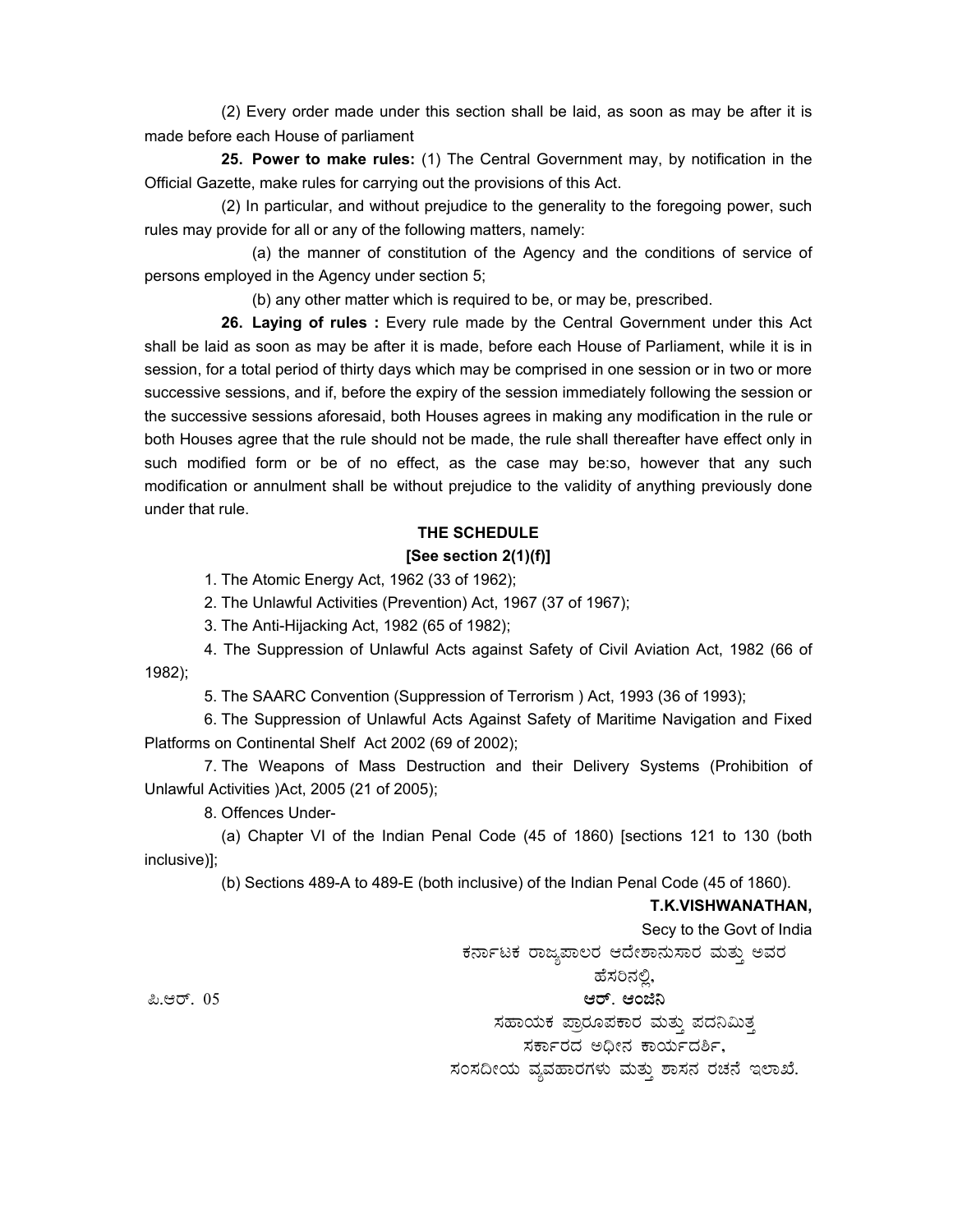(2) Every order made under this section shall be laid, as soon as may be after it is made before each House of parliament

**25. Power to make rules:** (1) The Central Government may, by notification in the Official Gazette, make rules for carrying out the provisions of this Act.

(2) In particular, and without prejudice to the generality to the foregoing power, such rules may provide for all or any of the following matters, namely:

(a) the manner of constitution of the Agency and the conditions of service of persons employed in the Agency under section 5;

(b) any other matter which is required to be, or may be, prescribed.

**26. Laying of rules :** Every rule made by the Central Government under this Act shall be laid as soon as may be after it is made, before each House of Parliament, while it is in session, for a total period of thirty days which may be comprised in one session or in two or more successive sessions, and if, before the expiry of the session immediately following the session or the successive sessions aforesaid, both Houses agrees in making any modification in the rule or both Houses agree that the rule should not be made, the rule shall thereafter have effect only in such modified form or be of no effect, as the case may be:so, however that any such modification or annulment shall be without prejudice to the validity of anything previously done under that rule.

**THE SCHEDULE**

**[See section 2(1)(f)]**

1. The Atomic Energy Act, 1962 (33 of 1962);

2. The Unlawful Activities (Prevention) Act, 1967 (37 of 1967);

3. The Anti-Hijacking Act, 1982 (65 of 1982);

4. The Suppression of Unlawful Acts against Safety of Civil Aviation Act, 1982 (66 of 1982);

5. The SAARC Convention (Suppression of Terrorism ) Act, 1993 (36 of 1993);

6. The Suppression of Unlawful Acts Against Safety of Maritime Navigation and Fixed Platforms on Continental Shelf Act 2002 (69 of 2002);

7. The Weapons of Mass Destruction and their Delivery Systems (Prohibition of Unlawful Activities )Act, 2005 (21 of 2005);

8. Offences Under-

(a) Chapter VI of the Indian Penal Code (45 of 1860) [sections 121 to 130 (both inclusive)];

(b) Sections 489-A to 489-E (both inclusive) of the Indian Penal Code (45 of 1860).

**T.K.VISHWANATHAN,**
Secy to the Govt of India

ಕರ್ನಾಟಕ ರಾಜ್ಯಪಾಲರ ಆದೇಶಾನುಸಾರ ಮತ್ತು ಅವರ ಹೆಸರಿನಲ್ಲಿ,

ಪಿ.ಆರ್. 05

**ಆರ್. ಆಂಜಿನಿ**
ಸಹಾಯಕ ಪ್ರಾರೂಪಕಾರ ಮತ್ತು ಪದನಿಮಿತ್ತ
ಸರ್ಕಾರದ ಅಧೀನ ಕಾರ್ಯದರ್ಶಿ,
ಸಂಸದೀಯ ವ್ಯವಹಾರಗಳು ಮತ್ತು ಶಾಸನ ರಚನೆ ಇಲಾಖೆ.